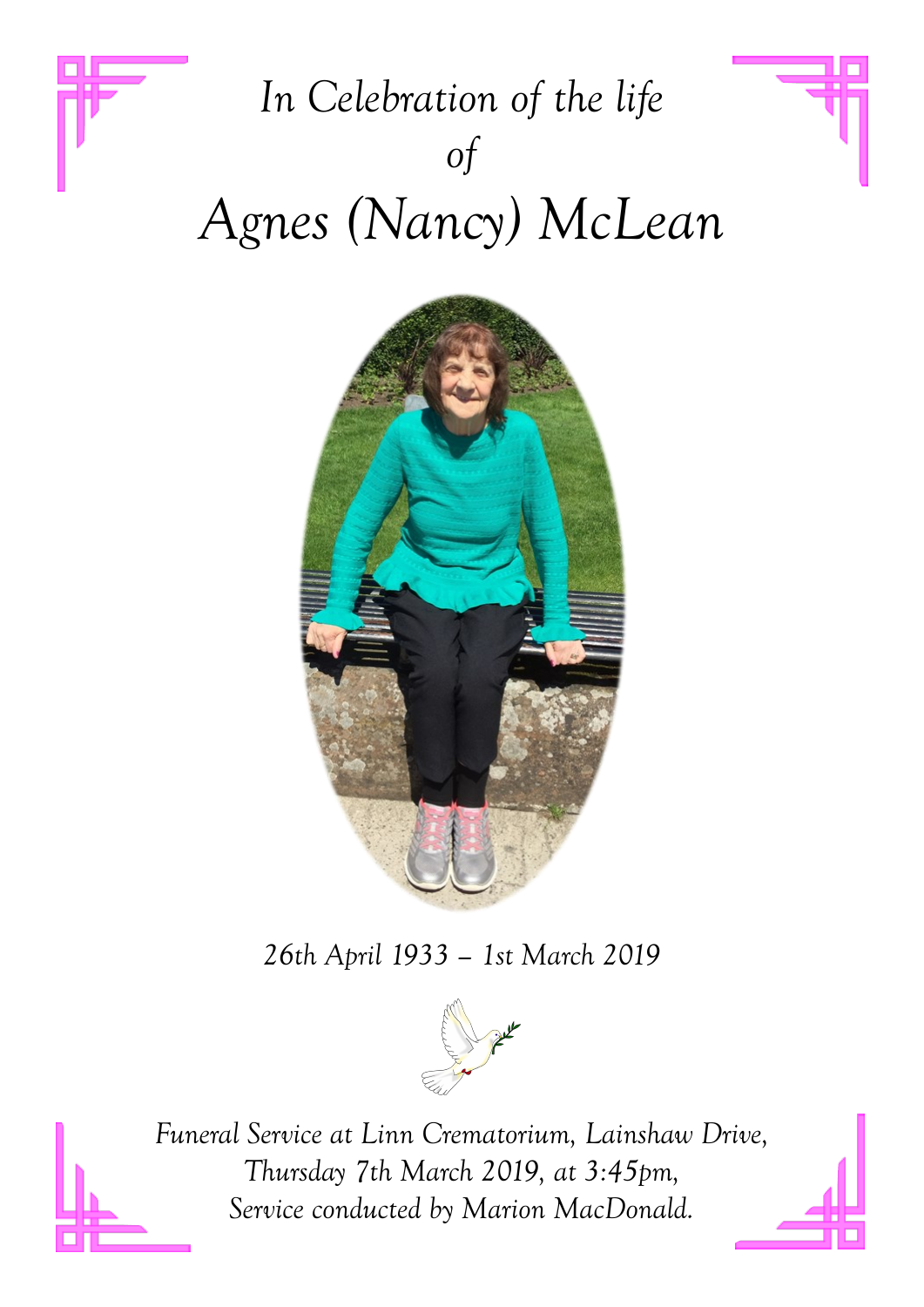*In Celebration of the life*
*of*

# *Agnes (Nancy) McLean*

*26th April 1933 – 1st March 2019*

*Funeral Service at Linn Crematorium, Lainshaw Drive,*
*Thursday 7th March 2019, at 3:45pm,*
*Service conducted by Marion MacDonald.*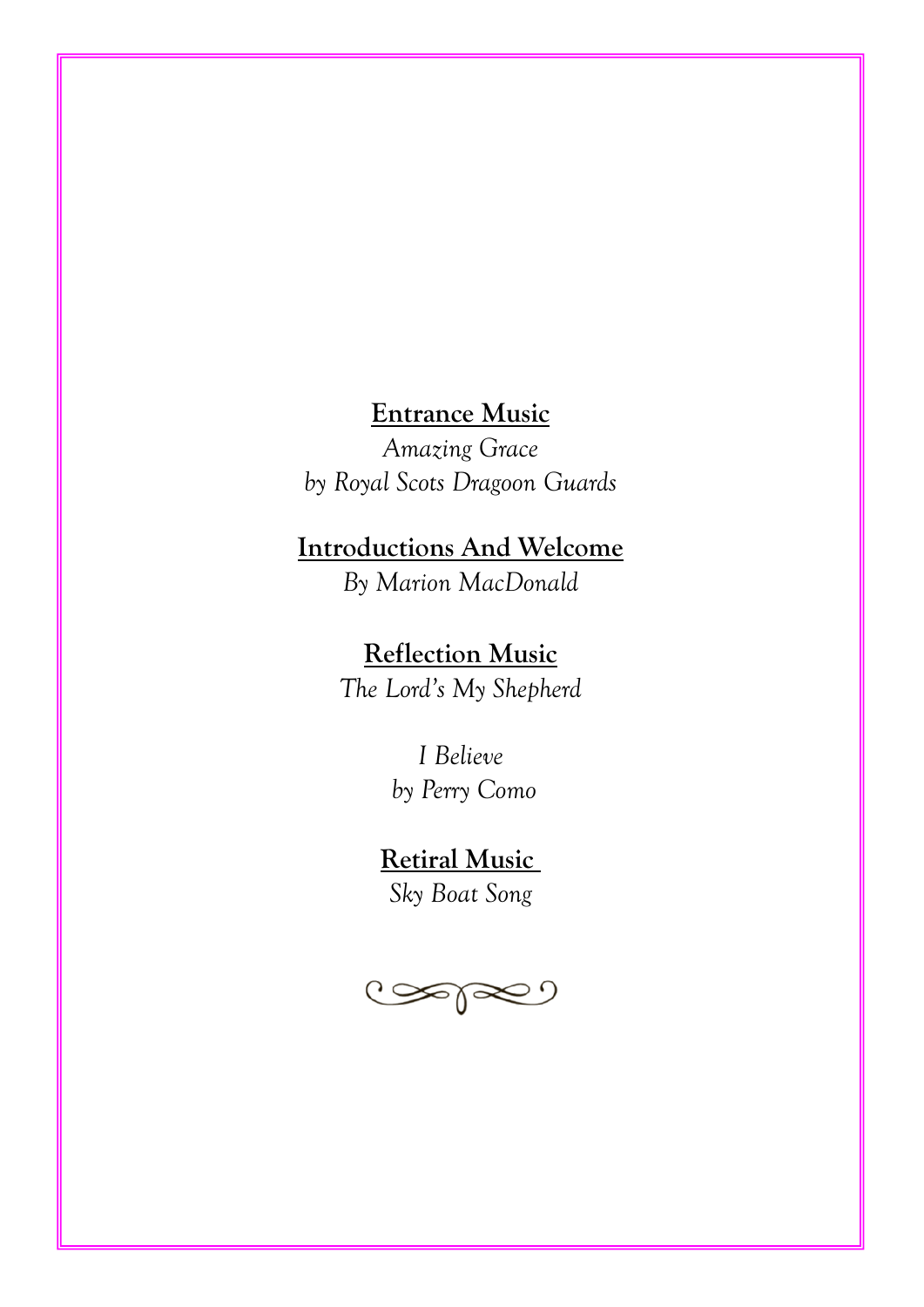**Entrance Music**

*Amazing Grace*
*by Royal Scots Dragoon Guards*

**Introductions And Welcome**

*By Marion MacDonald*

**Reflection Music**

*The Lord's My Shepherd*

*I Believe*
*by Perry Como*

**Retiral Music**

*Sky Boat Song*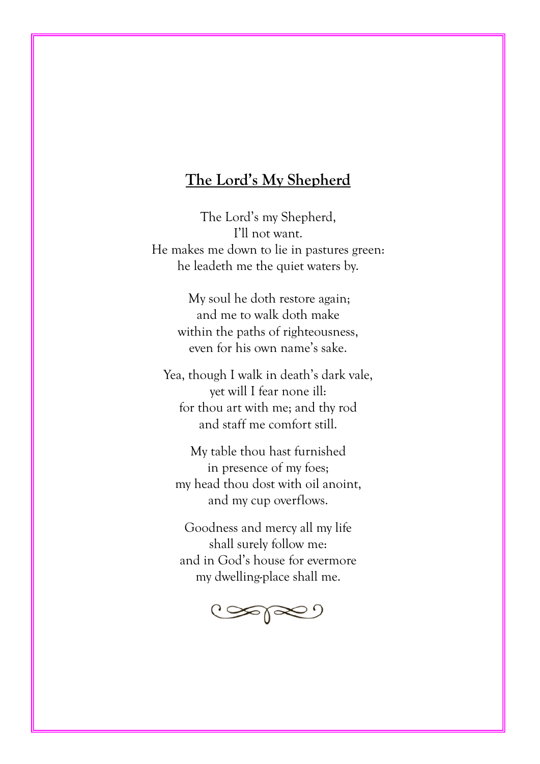## The Lord's My Shepherd

The Lord's my Shepherd,  
I'll not want.  
He makes me down to lie in pastures green:  
he leadeth me the quiet waters by.

My soul he doth restore again;  
and me to walk doth make  
within the paths of righteousness,  
even for his own name's sake.

Yea, though I walk in death's dark vale,  
yet will I fear none ill:  
for thou art with me; and thy rod  
and staff me comfort still.

My table thou hast furnished  
in presence of my foes;  
my head thou dost with oil anoint,  
and my cup overflows.

Goodness and mercy all my life  
shall surely follow me:  
and in God's house for evermore  
my dwelling-place shall me.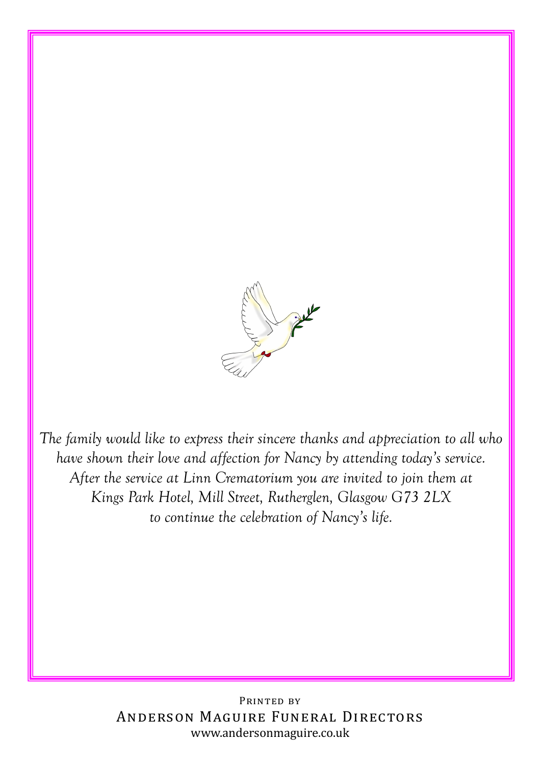*The family would like to express their sincere thanks and appreciation to all who have shown their love and affection for Nancy by attending today's service. After the service at Linn Crematorium you are invited to join them at Kings Park Hotel, Mill Street, Rutherglen, Glasgow G73 2LX to continue the celebration of Nancy's life.*

Printed by

Anderson Maguire Funeral Directors

www.andersonmaguire.co.uk